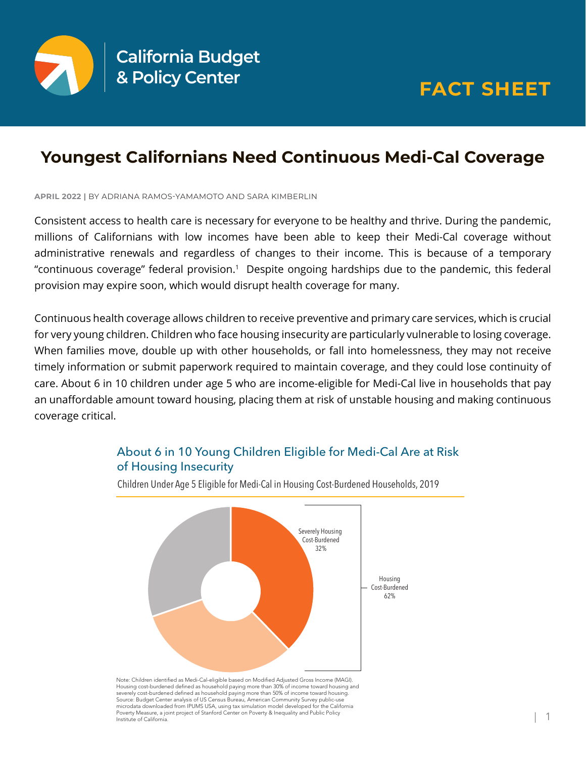California Budget & Policy Center

FACT SHEET

# Youngest Californians Need Continuous Medi-Cal Coverage

**APRIL 2022 |** BY ADRIANA RAMOS-YAMAMOTO AND SARA KIMBERLIN

Consistent access to health care is necessary for everyone to be healthy and thrive. During the pandemic, millions of Californians with low incomes have been able to keep their Medi-Cal coverage without administrative renewals and regardless of changes to their income. This is because of a temporary "continuous coverage" federal provision.[1] Despite ongoing hardships due to the pandemic, this federal provision may expire soon, which would disrupt health coverage for many.

Continuous health coverage allows children to receive preventive and primary care services, which is crucial for very young children. Children who face housing insecurity are particularly vulnerable to losing coverage. When families move, double up with other households, or fall into homelessness, they may not receive timely information or submit paperwork required to maintain coverage, and they could lose continuity of care. About 6 in 10 children under age 5 who are income-eligible for Medi-Cal live in households that pay an unaffordable amount toward housing, placing them at risk of unstable housing and making continuous coverage critical.

## About 6 in 10 Young Children Eligible for Medi-Cal Are at Risk of Housing Insecurity

Children Under Age 5 Eligible for Medi-Cal in Housing Cost-Burdened Households, 2019

Severely Housing Cost-Burdened 32%

Housing Cost-Burdened 62%

Note: Children identified as Medi-Cal-eligible based on Modified Adjusted Gross Income (MAGI). Housing cost-burdened defined as household paying more than 30% of income toward housing and severely cost-burdened defined as household paying more than 50% of income toward housing. Source: Budget Center analysis of US Census Bureau, American Community Survey public-use microdata downloaded from IPUMS USA, using tax simulation model developed for the California Poverty Measure, a joint project of Stanford Center on Poverty & Inequality and Public Policy Institute of California.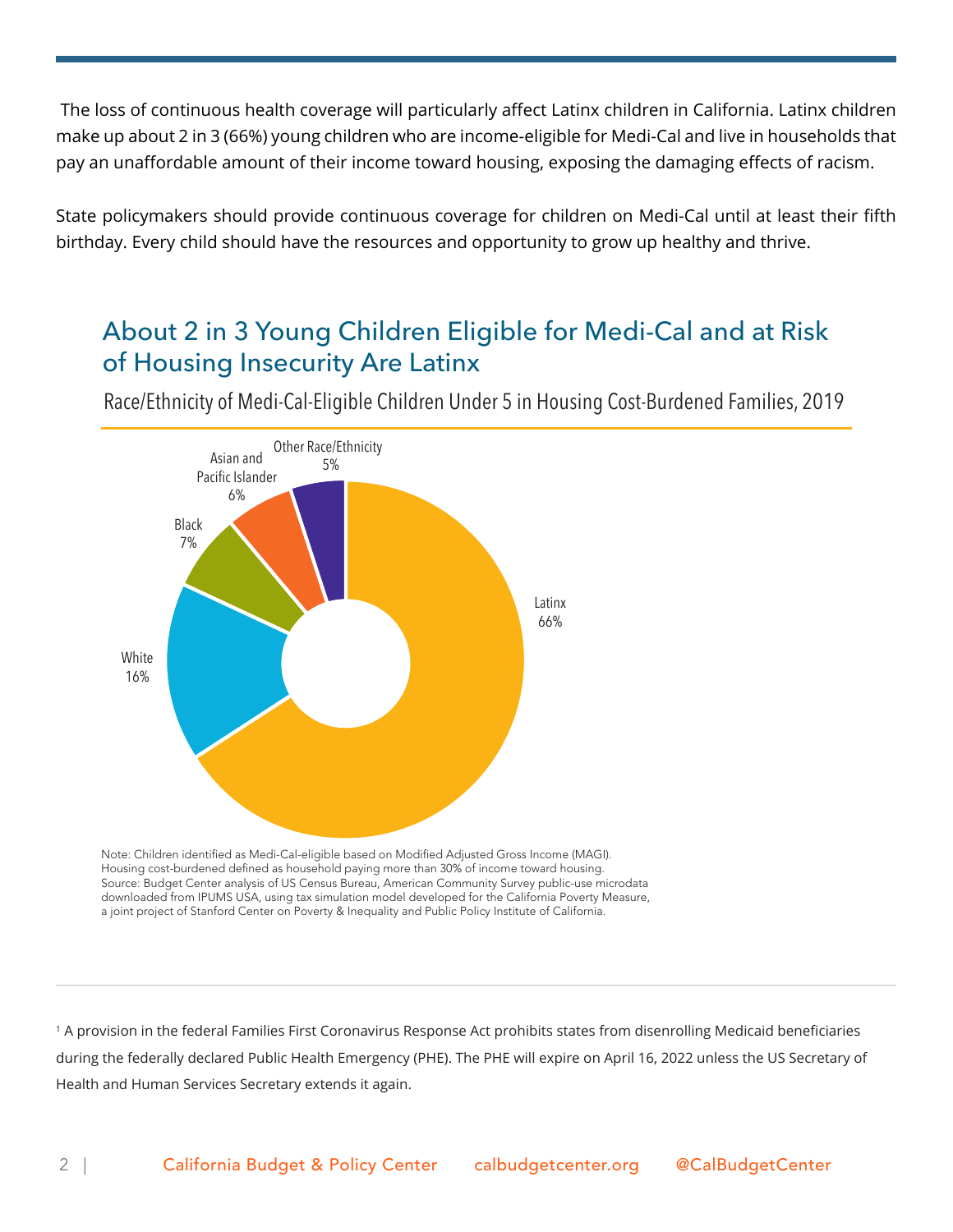The loss of continuous health coverage will particularly affect Latinx children in California. Latinx children make up about 2 in 3 (66%) young children who are income-eligible for Medi-Cal and live in households that pay an unaffordable amount of their income toward housing, exposing the damaging effects of racism.

State policymakers should provide continuous coverage for children on Medi-Cal until at least their fifth birthday. Every child should have the resources and opportunity to grow up healthy and thrive.

## About 2 in 3 Young Children Eligible for Medi-Cal and at Risk of Housing Insecurity Are Latinx

Race/Ethnicity of Medi-Cal-Eligible Children Under 5 in Housing Cost-Burdened Families, 2019

Latinx 66%

White 16%

Black 7%

Asian and Pacific Islander 6%

Other Race/Ethnicity 5%

Note: Children identified as Medi-Cal-eligible based on Modified Adjusted Gross Income (MAGI). Housing cost-burdened defined as household paying more than 30% of income toward housing.
Source: Budget Center analysis of US Census Bureau, American Community Survey public-use microdata downloaded from IPUMS USA, using tax simulation model developed for the California Poverty Measure, a joint project of Stanford Center on Poverty & Inequality and Public Policy Institute of California.

---

[1] A provision in the federal Families First Coronavirus Response Act prohibits states from disenrolling Medicaid beneficiaries during the federally declared Public Health Emergency (PHE). The PHE will expire on April 16, 2022 unless the US Secretary of Health and Human Services Secretary extends it again.